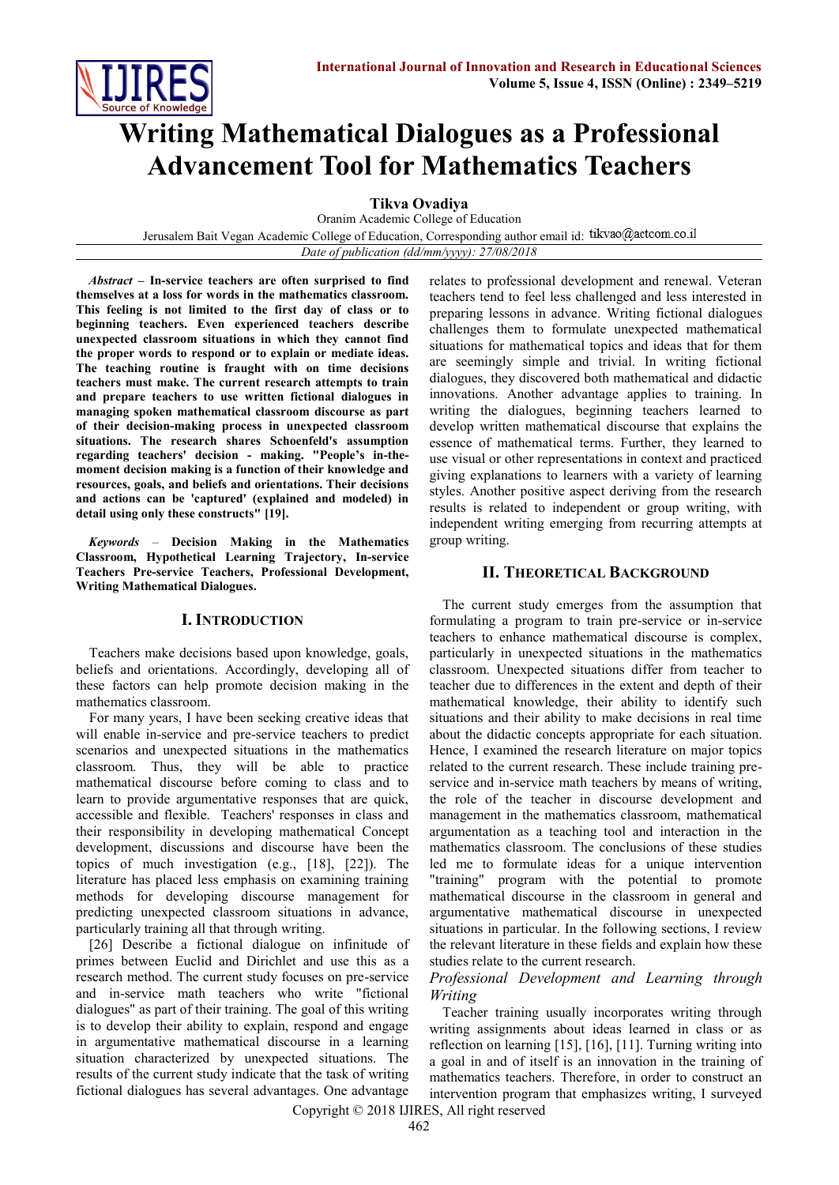# Writing Mathematical Dialogues as a Professional Advancement Tool for Mathematics Teachers

**Tikva Ovadiya**

Oranim Academic College of Education

Jerusalem Bait Vegan Academic College of Education, Corresponding author email id: tikvao@actcom.co.il

*Date of publication (dd/mm/yyyy): 27/08/2018*

***Abstract*** – **In-service teachers are often surprised to find themselves at a loss for words in the mathematics classroom. This feeling is not limited to the first day of class or to beginning teachers. Even experienced teachers describe unexpected classroom situations in which they cannot find the proper words to respond or to explain or mediate ideas. The teaching routine is fraught with on time decisions teachers must make. The current research attempts to train and prepare teachers to use written fictional dialogues in managing spoken mathematical classroom discourse as part of their decision-making process in unexpected classroom situations. The research shares Schoenfeld's assumption regarding teachers' decision - making. "People's in-the-moment decision making is a function of their knowledge and resources, goals, and beliefs and orientations. Their decisions and actions can be 'captured' (explained and modeled) in detail using only these constructs" [19].**

***Keywords*** – **Decision Making in the Mathematics Classroom, Hypothetical Learning Trajectory, In-service Teachers Pre-service Teachers, Professional Development, Writing Mathematical Dialogues.**

## I. Introduction

Teachers make decisions based upon knowledge, goals, beliefs and orientations. Accordingly, developing all of these factors can help promote decision making in the mathematics classroom.

For many years, I have been seeking creative ideas that will enable in-service and pre-service teachers to predict scenarios and unexpected situations in the mathematics classroom. Thus, they will be able to practice mathematical discourse before coming to class and to learn to provide argumentative responses that are quick, accessible and flexible. Teachers' responses in class and their responsibility in developing mathematical Concept development, discussions and discourse have been the topics of much investigation (e.g., [18], [22]). The literature has placed less emphasis on examining training methods for developing discourse management for predicting unexpected classroom situations in advance, particularly training all that through writing.

[26] Describe a fictional dialogue on infinitude of primes between Euclid and Dirichlet and use this as a research method. The current study focuses on pre-service and in-service math teachers who write "fictional dialogues" as part of their training. The goal of this writing is to develop their ability to explain, respond and engage in argumentative mathematical discourse in a learning situation characterized by unexpected situations. The results of the current study indicate that the task of writing fictional dialogues has several advantages. One advantage relates to professional development and renewal. Veteran teachers tend to feel less challenged and less interested in preparing lessons in advance. Writing fictional dialogues challenges them to formulate unexpected mathematical situations for mathematical topics and ideas that for them are seemingly simple and trivial. In writing fictional dialogues, they discovered both mathematical and didactic innovations. Another advantage applies to training. In writing the dialogues, beginning teachers learned to develop written mathematical discourse that explains the essence of mathematical terms. Further, they learned to use visual or other representations in context and practiced giving explanations to learners with a variety of learning styles. Another positive aspect deriving from the research results is related to independent or group writing, with independent writing emerging from recurring attempts at group writing.

## II. Theoretical Background

The current study emerges from the assumption that formulating a program to train pre-service or in-service teachers to enhance mathematical discourse is complex, particularly in unexpected situations in the mathematics classroom. Unexpected situations differ from teacher to teacher due to differences in the extent and depth of their mathematical knowledge, their ability to identify such situations and their ability to make decisions in real time about the didactic concepts appropriate for each situation. Hence, I examined the research literature on major topics related to the current research. These include training pre-service and in-service math teachers by means of writing, the role of the teacher in discourse development and management in the mathematics classroom, mathematical argumentation as a teaching tool and interaction in the mathematics classroom. The conclusions of these studies led me to formulate ideas for a unique intervention "training" program with the potential to promote mathematical discourse in the classroom in general and argumentative mathematical discourse in unexpected situations in particular. In the following sections, I review the relevant literature in these fields and explain how these studies relate to the current research.

### *Professional Development and Learning through Writing*

Teacher training usually incorporates writing through writing assignments about ideas learned in class or as reflection on learning [15], [16], [11]. Turning writing into a goal in and of itself is an innovation in the training of mathematics teachers. Therefore, in order to construct an intervention program that emphasizes writing, I surveyed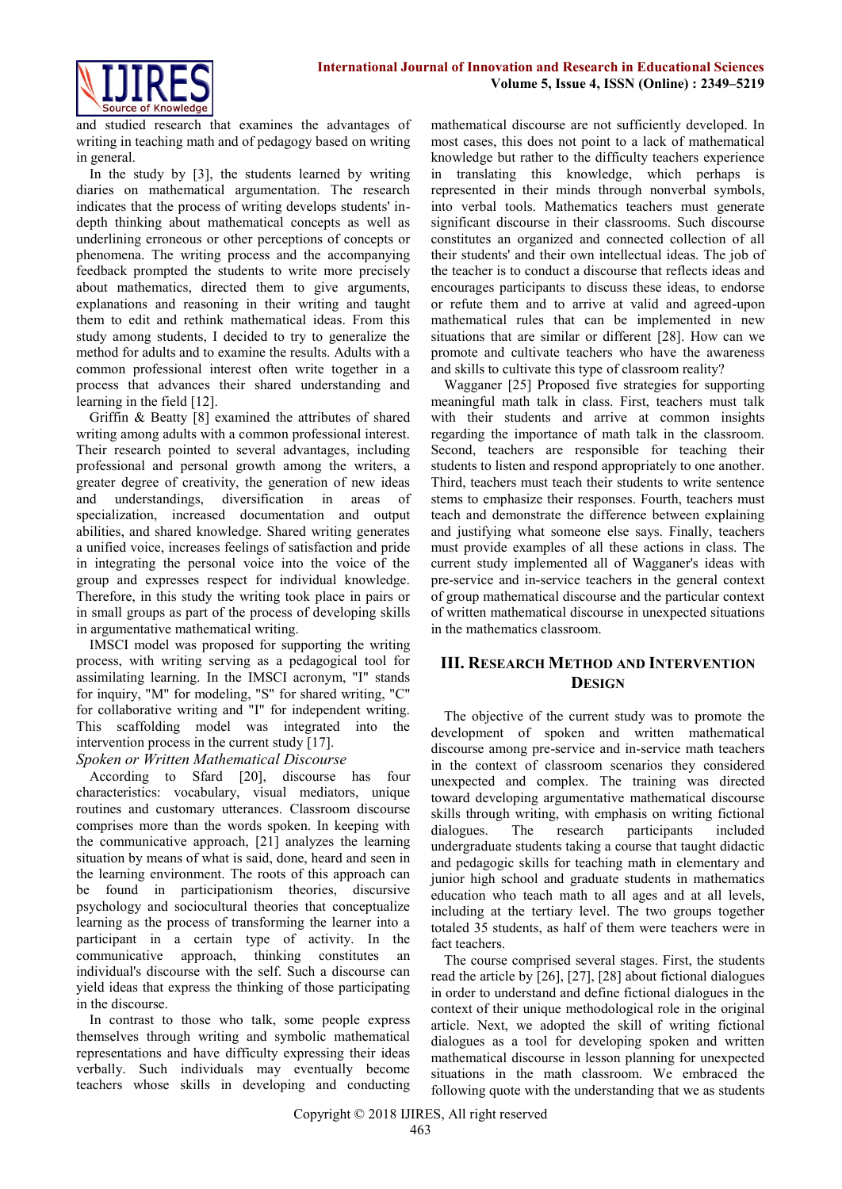and studied research that examines the advantages of writing in teaching math and of pedagogy based on writing in general.

In the study by [3], the students learned by writing diaries on mathematical argumentation. The research indicates that the process of writing develops students' in-depth thinking about mathematical concepts as well as underlining erroneous or other perceptions of concepts or phenomena. The writing process and the accompanying feedback prompted the students to write more precisely about mathematics, directed them to give arguments, explanations and reasoning in their writing and taught them to edit and rethink mathematical ideas. From this study among students, I decided to try to generalize the method for adults and to examine the results. Adults with a common professional interest often write together in a process that advances their shared understanding and learning in the field [12].

Griffin & Beatty [8] examined the attributes of shared writing among adults with a common professional interest. Their research pointed to several advantages, including professional and personal growth among the writers, a greater degree of creativity, the generation of new ideas and understandings, diversification in areas of specialization, increased documentation and output abilities, and shared knowledge. Shared writing generates a unified voice, increases feelings of satisfaction and pride in integrating the personal voice into the voice of the group and expresses respect for individual knowledge. Therefore, in this study the writing took place in pairs or in small groups as part of the process of developing skills in argumentative mathematical writing.

IMSCI model was proposed for supporting the writing process, with writing serving as a pedagogical tool for assimilating learning. In the IMSCI acronym, "I" stands for inquiry, "M" for modeling, "S" for shared writing, "C" for collaborative writing and "I" for independent writing. This scaffolding model was integrated into the intervention process in the current study [17].

### *Spoken or Written Mathematical Discourse*

According to Sfard [20], discourse has four characteristics: vocabulary, visual mediators, unique routines and customary utterances. Classroom discourse comprises more than the words spoken. In keeping with the communicative approach, [21] analyzes the learning situation by means of what is said, done, heard and seen in the learning environment. The roots of this approach can be found in participationism theories, discursive psychology and sociocultural theories that conceptualize learning as the process of transforming the learner into a participant in a certain type of activity. In the communicative approach, thinking constitutes an individual's discourse with the self. Such a discourse can yield ideas that express the thinking of those participating in the discourse.

In contrast to those who talk, some people express themselves through writing and symbolic mathematical representations and have difficulty expressing their ideas verbally. Such individuals may eventually become teachers whose skills in developing and conducting mathematical discourse are not sufficiently developed. In most cases, this does not point to a lack of mathematical knowledge but rather to the difficulty teachers experience in translating this knowledge, which perhaps is represented in their minds through nonverbal symbols, into verbal tools. Mathematics teachers must generate significant discourse in their classrooms. Such discourse constitutes an organized and connected collection of all their students' and their own intellectual ideas. The job of the teacher is to conduct a discourse that reflects ideas and encourages participants to discuss these ideas, to endorse or refute them and to arrive at valid and agreed-upon mathematical rules that can be implemented in new situations that are similar or different [28]. How can we promote and cultivate teachers who have the awareness and skills to cultivate this type of classroom reality?

Wagganer [25] Proposed five strategies for supporting meaningful math talk in class. First, teachers must talk with their students and arrive at common insights regarding the importance of math talk in the classroom. Second, teachers are responsible for teaching their students to listen and respond appropriately to one another. Third, teachers must teach their students to write sentence stems to emphasize their responses. Fourth, teachers must teach and demonstrate the difference between explaining and justifying what someone else says. Finally, teachers must provide examples of all these actions in class. The current study implemented all of Wagganer's ideas with pre-service and in-service teachers in the general context of group mathematical discourse and the particular context of written mathematical discourse in unexpected situations in the mathematics classroom.

## III. Research Method and Intervention Design

The objective of the current study was to promote the development of spoken and written mathematical discourse among pre-service and in-service math teachers in the context of classroom scenarios they considered unexpected and complex. The training was directed toward developing argumentative mathematical discourse skills through writing, with emphasis on writing fictional dialogues. The research participants included undergraduate students taking a course that taught didactic and pedagogic skills for teaching math in elementary and junior high school and graduate students in mathematics education who teach math to all ages and at all levels, including at the tertiary level. The two groups together totaled 35 students, as half of them were teachers were in fact teachers.

The course comprised several stages. First, the students read the article by [26], [27], [28] about fictional dialogues in order to understand and define fictional dialogues in the context of their unique methodological role in the original article. Next, we adopted the skill of writing fictional dialogues as a tool for developing spoken and written mathematical discourse in lesson planning for unexpected situations in the math classroom. We embraced the following quote with the understanding that we as students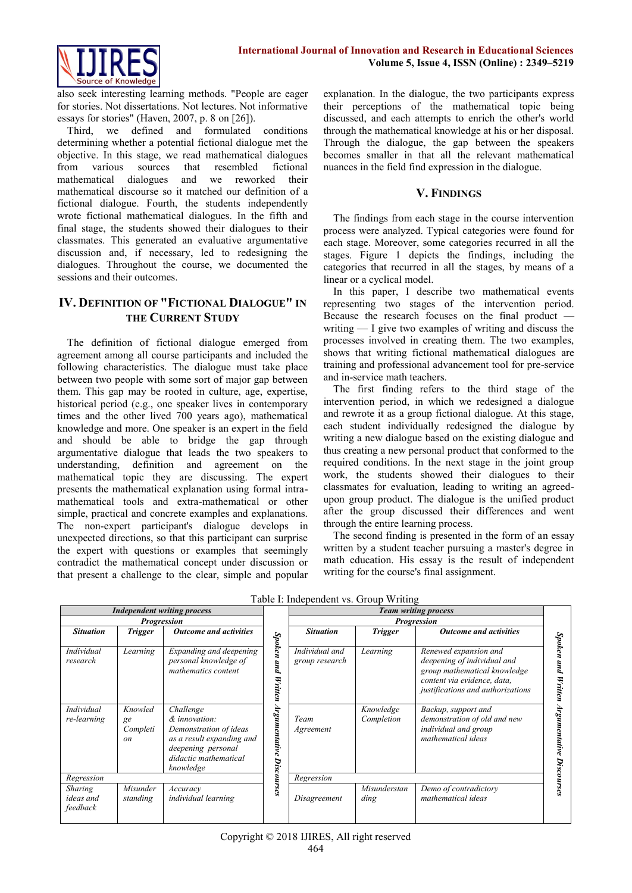also seek interesting learning methods. "People are eager for stories. Not dissertations. Not lectures. Not informative essays for stories" (Haven, 2007, p. 8 on [26]).

Third, we defined and formulated conditions determining whether a potential fictional dialogue met the objective. In this stage, we read mathematical dialogues from various sources that resembled fictional mathematical dialogues and we reworked their mathematical discourse so it matched our definition of a fictional dialogue. Fourth, the students independently wrote fictional mathematical dialogues. In the fifth and final stage, the students showed their dialogues to their classmates. This generated an evaluative argumentative discussion and, if necessary, led to redesigning the dialogues. Throughout the course, we documented the sessions and their outcomes.

## IV. Definition of "Fictional Dialogue" in the Current Study

The definition of fictional dialogue emerged from agreement among all course participants and included the following characteristics. The dialogue must take place between two people with some sort of major gap between them. This gap may be rooted in culture, age, expertise, historical period (e.g., one speaker lives in contemporary times and the other lived 700 years ago), mathematical knowledge and more. One speaker is an expert in the field and should be able to bridge the gap through argumentative dialogue that leads the two speakers to understanding, definition and agreement on the mathematical topic they are discussing. The expert presents the mathematical explanation using formal intra-mathematical tools and extra-mathematical or other simple, practical and concrete examples and explanations. The non-expert participant's dialogue develops in unexpected directions, so that this participant can surprise the expert with questions or examples that seemingly contradict the mathematical concept under discussion or that present a challenge to the clear, simple and popular explanation. In the dialogue, the two participants express their perceptions of the mathematical topic being discussed, and each attempts to enrich the other's world through the mathematical knowledge at his or her disposal. Through the dialogue, the gap between the speakers becomes smaller in that all the relevant mathematical nuances in the field find expression in the dialogue.

## V. Findings

The findings from each stage in the course intervention process were analyzed. Typical categories were found for each stage. Moreover, some categories recurred in all the stages. Figure 1 depicts the findings, including the categories that recurred in all the stages, by means of a linear or a cyclical model.

In this paper, I describe two mathematical events representing two stages of the intervention period. Because the research focuses on the final product — writing — I give two examples of writing and discuss the processes involved in creating them. The two examples, shows that writing fictional mathematical dialogues are training and professional advancement tool for pre-service and in-service math teachers.

The first finding refers to the third stage of the intervention period, in which we redesigned a dialogue and rewrote it as a group fictional dialogue. At this stage, each student individually redesigned the dialogue by writing a new dialogue based on the existing dialogue and thus creating a new personal product that conformed to the required conditions. In the next stage in the joint group work, the students showed their dialogues to their classmates for evaluation, leading to writing an agreed-upon group product. The dialogue is the unified product after the group discussed their differences and went through the entire learning process.

The second finding is presented in the form of an essay written by a student teacher pursuing a master's degree in math education. His essay is the result of independent writing for the course's final assignment.

Table I: Independent vs. Group Writing

| ***Independent writing process*** | | | *Spoken and Written Argumentative Discourses* | ***Team writing process*** | | | *Spoken and Written Argumentative Discourses* |
|---|---|---|---|---|---|---|---|
| ***Progression*** | | | | ***Progression*** | | | |
| ***Situation*** | ***Trigger*** | ***Outcome and activities*** | | ***Situation*** | ***Trigger*** | ***Outcome and activities*** | |
| *Individual research* | *Learning* | *Expanding and deepening personal knowledge of mathematics content* | | *Individual and group research* | *Learning* | *Renewed expansion and deepening of individual and group mathematical knowledge content via evidence, data, justifications and authorizations* | |
| *Individual re-learning* | *Knowledge Completion* | *Challenge & innovation: Demonstration of ideas as a result expanding and deepening personal didactic mathematical knowledge* | | *Team Agreement* | *Knowledge Completion* | *Backup, support and demonstration of old and new individual and group mathematical ideas* | |
| *Regression* | | | | *Regression* | | | |
| *Sharing ideas and feedback* | *Misunderstanding* | *Accuracy individual learning* | | *Disagreement* | *Misunderstanding* | *Demo of contradictory mathematical ideas* | |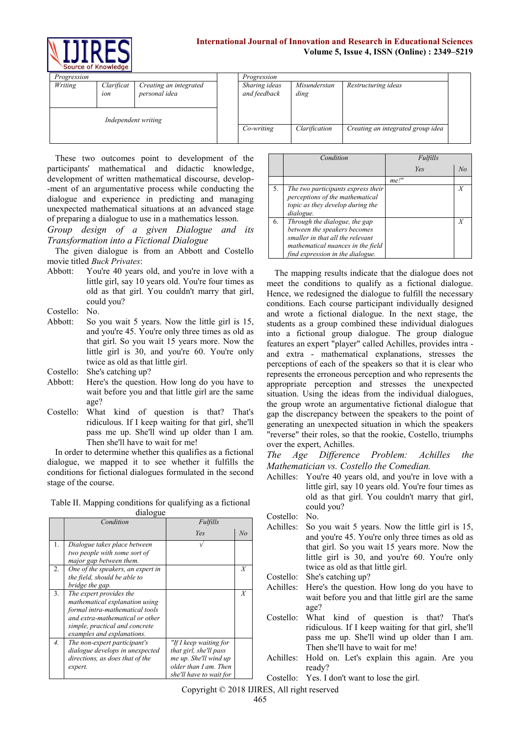| Progression | | | | Progression | | |
|---|---|---|---|---|---|---|
| Writing | Clarification | Creating an integrated personal idea | | Sharing ideas and feedback | Misunderstanding | Restructuring ideas |
| Independent writing | | | | Co-writing | Clarification | Creating an integrated group idea |

These two outcomes point to development of the participants' mathematical and didactic knowledge, development of written mathematical discourse, development of an argumentative process while conducting the dialogue and experience in predicting and managing unexpected mathematical situations at an advanced stage of preparing a dialogue to use in a mathematics lesson.

*Group design of a given Dialogue and its Transformation into a Fictional Dialogue*

The given dialogue is from an Abbott and Costello movie titled *Buck Privates*:

Abbott: You're 40 years old, and you're in love with a little girl, say 10 years old. You're four times as old as that girl. You couldn't marry that girl, could you?

Costello: No.

Abbott: So you wait 5 years. Now the little girl is 15, and you're 45. You're only three times as old as that girl. So you wait 15 years more. Now the little girl is 30, and you're 60. You're only twice as old as that little girl.

Costello: She's catching up?

Abbott: Here's the question. How long do you have to wait before you and that little girl are the same age?

Costello: What kind of question is that? That's ridiculous. If I keep waiting for that girl, she'll pass me up. She'll wind up older than I am. Then she'll have to wait for me!

In order to determine whether this qualifies as a fictional dialogue, we mapped it to see whether it fulfills the conditions for fictional dialogues formulated in the second stage of the course.

Table II. Mapping conditions for qualifying as a fictional dialogue

| | Condition | Fulfills | |
|---|---|---|---|
| | | Yes | No |
| 1. | Dialogue takes place between two people with some sort of major gap between them. | √ | |
| 2. | One of the speakers, an expert in the field, should be able to bridge the gap. | | X |
| 3. | The expert provides the mathematical explanation using formal intra-mathematical tools and extra-mathematical or other simple, practical and concrete examples and explanations. | | X |
| 4. | The non-expert participant's dialogue develops in unexpected directions, as does that of the expert. | "If I keep waiting for that girl, she'll pass me up. She'll wind up older than I am. Then she'll have to wait for me!" | |
| 5. | The two participants express their perceptions of the mathematical topic as they develop during the dialogue. | | X |
| 6. | Through the dialogue, the gap between the speakers becomes smaller in that all the relevant mathematical nuances in the field find expression in the dialogue. | | X |

The mapping results indicate that the dialogue does not meet the conditions to qualify as a fictional dialogue. Hence, we redesigned the dialogue to fulfill the necessary conditions. Each course participant individually designed and wrote a fictional dialogue. In the next stage, the students as a group combined these individual dialogues into a fictional group dialogue. The group dialogue features an expert "player" called Achilles, provides intra - and extra - mathematical explanations, stresses the perceptions of each of the speakers so that it is clear who represents the erroneous perception and who represents the appropriate perception and stresses the unexpected situation. Using the ideas from the individual dialogues, the group wrote an argumentative fictional dialogue that gap the discrepancy between the speakers to the point of generating an unexpected situation in which the speakers "reverse" their roles, so that the rookie, Costello, triumphs over the expert, Achilles.

*The Age Difference Problem: Achilles the Mathematician vs. Costello the Comedian.*

Achilles: You're 40 years old, and you're in love with a little girl, say 10 years old. You're four times as old as that girl. You couldn't marry that girl, could you?

Costello: No.

Achilles: So you wait 5 years. Now the little girl is 15, and you're 45. You're only three times as old as that girl. So you wait 15 years more. Now the little girl is 30, and you're 60. You're only twice as old as that little girl.

Costello: She's catching up?

Achilles: Here's the question. How long do you have to wait before you and that little girl are the same age?

Costello: What kind of question is that? That's ridiculous. If I keep waiting for that girl, she'll pass me up. She'll wind up older than I am. Then she'll have to wait for me!

Achilles: Hold on. Let's explain this again. Are you ready?

Costello: Yes. I don't want to lose the girl.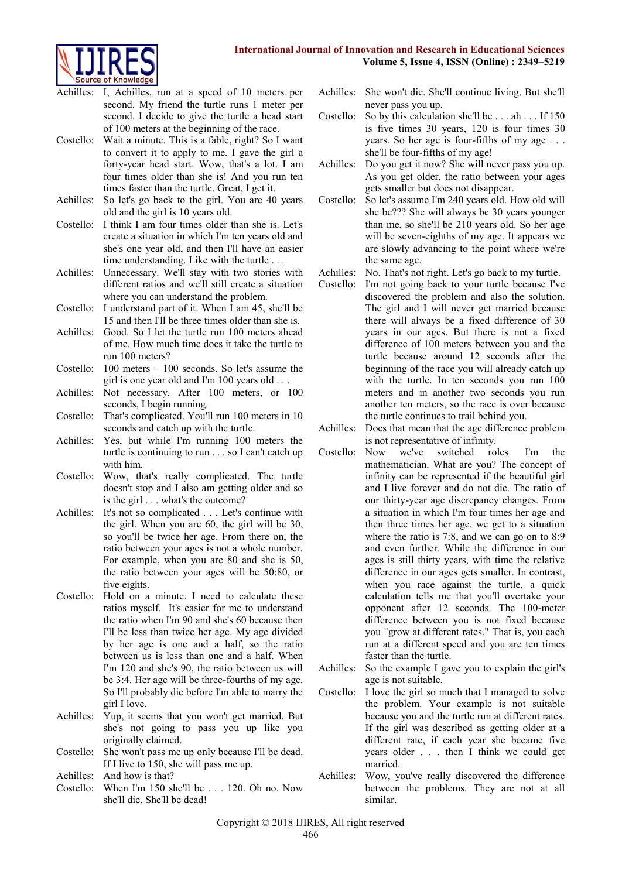Achilles: I, Achilles, run at a speed of 10 meters per second. My friend the turtle runs 1 meter per second. I decide to give the turtle a head start of 100 meters at the beginning of the race.

Costello: Wait a minute. This is a fable, right? So I want to convert it to apply to me. I gave the girl a forty-year head start. Wow, that's a lot. I am four times older than she is! And you run ten times faster than the turtle. Great, I get it.

Achilles: So let's go back to the girl. You are 40 years old and the girl is 10 years old.

Costello: I think I am four times older than she is. Let's create a situation in which I'm ten years old and she's one year old, and then I'll have an easier time understanding. Like with the turtle . . .

Achilles: Unnecessary. We'll stay with two stories with different ratios and we'll still create a situation where you can understand the problem.

Costello: I understand part of it. When I am 45, she'll be 15 and then I'll be three times older than she is.

Achilles: Good. So I let the turtle run 100 meters ahead of me. How much time does it take the turtle to run 100 meters?

Costello: 100 meters – 100 seconds. So let's assume the girl is one year old and I'm 100 years old . . .

Achilles: Not necessary. After 100 meters, or 100 seconds, I begin running.

Costello: That's complicated. You'll run 100 meters in 10 seconds and catch up with the turtle.

Achilles: Yes, but while I'm running 100 meters the turtle is continuing to run . . . so I can't catch up with him.

Costello: Wow, that's really complicated. The turtle doesn't stop and I also am getting older and so is the girl . . . what's the outcome?

Achilles: It's not so complicated . . . Let's continue with the girl. When you are 60, the girl will be 30, so you'll be twice her age. From there on, the ratio between your ages is not a whole number. For example, when you are 80 and she is 50, the ratio between your ages will be 50:80, or five eights.

Costello: Hold on a minute. I need to calculate these ratios myself. It's easier for me to understand the ratio when I'm 90 and she's 60 because then I'll be less than twice her age. My age divided by her age is one and a half, so the ratio between us is less than one and a half. When I'm 120 and she's 90, the ratio between us will be 3:4. Her age will be three-fourths of my age. So I'll probably die before I'm able to marry the girl I love.

Achilles: Yup, it seems that you won't get married. But she's not going to pass you up like you originally claimed.

Costello: She won't pass me up only because I'll be dead. If I live to 150, she will pass me up.

Achilles: And how is that?

Costello: When I'm 150 she'll be . . . 120. Oh no. Now she'll die. She'll be dead!

Achilles: She won't die. She'll continue living. But she'll never pass you up.

Costello: So by this calculation she'll be . . . ah . . . If 150 is five times 30 years, 120 is four times 30 years. So her age is four-fifths of my age . . . she'll be four-fifths of my age!

Achilles: Do you get it now? She will never pass you up. As you get older, the ratio between your ages gets smaller but does not disappear.

Costello: So let's assume I'm 240 years old. How old will she be??? She will always be 30 years younger than me, so she'll be 210 years old. So her age will be seven-eighths of my age. It appears we are slowly advancing to the point where we're the same age.

Achilles: No. That's not right. Let's go back to my turtle.

Costello: I'm not going back to your turtle because I've discovered the problem and also the solution. The girl and I will never get married because there will always be a fixed difference of 30 years in our ages. But there is not a fixed difference of 100 meters between you and the turtle because around 12 seconds after the beginning of the race you will already catch up with the turtle. In ten seconds you run 100 meters and in another two seconds you run another ten meters, so the race is over because the turtle continues to trail behind you.

Achilles: Does that mean that the age difference problem is not representative of infinity.

Costello: Now we've switched roles. I'm the mathematician. What are you? The concept of infinity can be represented if the beautiful girl and I live forever and do not die. The ratio of our thirty-year age discrepancy changes. From a situation in which I'm four times her age and then three times her age, we get to a situation where the ratio is 7:8, and we can go on to 8:9 and even further. While the difference in our ages is still thirty years, with time the relative difference in our ages gets smaller. In contrast, when you race against the turtle, a quick calculation tells me that you'll overtake your opponent after 12 seconds. The 100-meter difference between you is not fixed because you "grow at different rates." That is, you each run at a different speed and you are ten times faster than the turtle.

Achilles: So the example I gave you to explain the girl's age is not suitable.

Costello: I love the girl so much that I managed to solve the problem. Your example is not suitable because you and the turtle run at different rates. If the girl was described as getting older at a different rate, if each year she became five years older . . . then I think we could get married.

Achilles: Wow, you've really discovered the difference between the problems. They are not at all similar.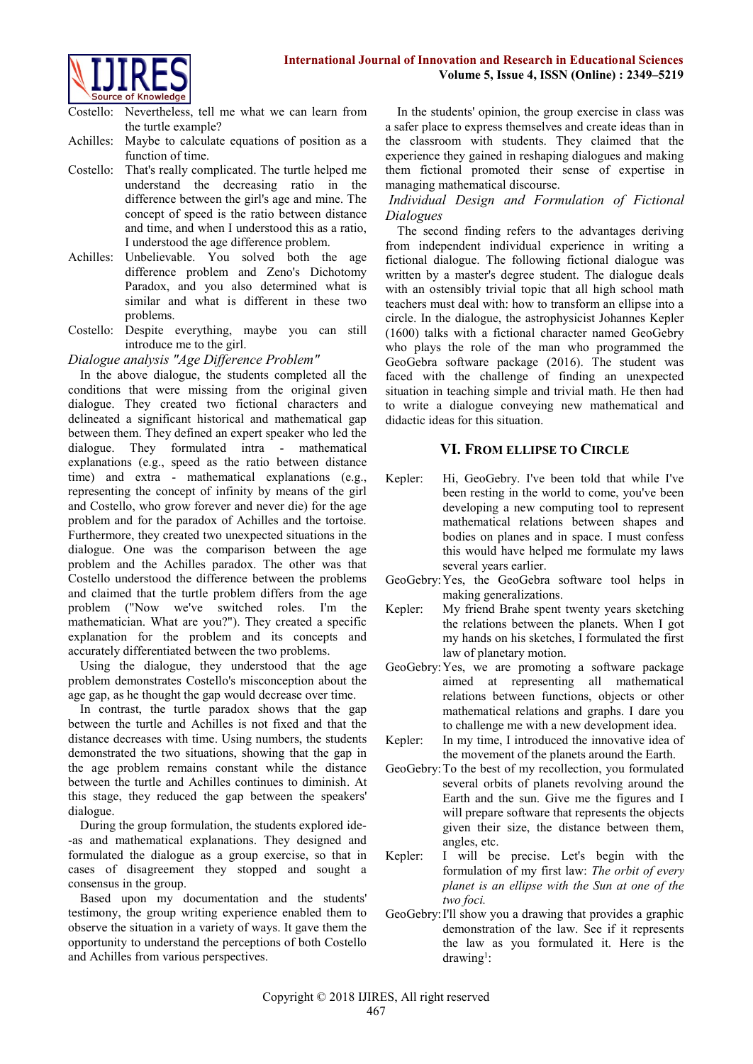Costello: Nevertheless, tell me what we can learn from the turtle example?

Achilles: Maybe to calculate equations of position as a function of time.

Costello: That's really complicated. The turtle helped me understand the decreasing ratio in the difference between the girl's age and mine. The concept of speed is the ratio between distance and time, and when I understood this as a ratio, I understood the age difference problem.

Achilles: Unbelievable. You solved both the age difference problem and Zeno's Dichotomy Paradox, and you also determined what is similar and what is different in these two problems.

Costello: Despite everything, maybe you can still introduce me to the girl.

*Dialogue analysis "Age Difference Problem"*

In the above dialogue, the students completed all the conditions that were missing from the original given dialogue. They created two fictional characters and delineated a significant historical and mathematical gap between them. They defined an expert speaker who led the dialogue. They formulated intra - mathematical explanations (e.g., speed as the ratio between distance time) and extra - mathematical explanations (e.g., representing the concept of infinity by means of the girl and Costello, who grow forever and never die) for the age problem and for the paradox of Achilles and the tortoise. Furthermore, they created two unexpected situations in the dialogue. One was the comparison between the age problem and the Achilles paradox. The other was that Costello understood the difference between the problems and claimed that the turtle problem differs from the age problem ("Now we've switched roles. I'm the mathematician. What are you?"). They created a specific explanation for the problem and its concepts and accurately differentiated between the two problems.

Using the dialogue, they understood that the age problem demonstrates Costello's misconception about the age gap, as he thought the gap would decrease over time.

In contrast, the turtle paradox shows that the gap between the turtle and Achilles is not fixed and that the distance decreases with time. Using numbers, the students demonstrated the two situations, showing that the gap in the age problem remains constant while the distance between the turtle and Achilles continues to diminish. At this stage, they reduced the gap between the speakers' dialogue.

During the group formulation, the students explored ide--as and mathematical explanations. They designed and formulated the dialogue as a group exercise, so that in cases of disagreement they stopped and sought a consensus in the group.

Based upon my documentation and the students' testimony, the group writing experience enabled them to observe the situation in a variety of ways. It gave them the opportunity to understand the perceptions of both Costello and Achilles from various perspectives.

In the students' opinion, the group exercise in class was a safer place to express themselves and create ideas than in the classroom with students. They claimed that the experience they gained in reshaping dialogues and making them fictional promoted their sense of expertise in managing mathematical discourse.

*Individual Design and Formulation of Fictional Dialogues*

The second finding refers to the advantages deriving from independent individual experience in writing a fictional dialogue. The following fictional dialogue was written by a master's degree student. The dialogue deals with an ostensibly trivial topic that all high school math teachers must deal with: how to transform an ellipse into a circle. In the dialogue, the astrophysicist Johannes Kepler (1600) talks with a fictional character named GeoGebry who plays the role of the man who programmed the GeoGebra software package (2016). The student was faced with the challenge of finding an unexpected situation in teaching simple and trivial math. He then had to write a dialogue conveying new mathematical and didactic ideas for this situation.

## VI. From Ellipse to Circle

Kepler: Hi, GeoGebry. I've been told that while I've been resting in the world to come, you've been developing a new computing tool to represent mathematical relations between shapes and bodies on planes and in space. I must confess this would have helped me formulate my laws several years earlier.

GeoGebry: Yes, the GeoGebra software tool helps in making generalizations.

Kepler: My friend Brahe spent twenty years sketching the relations between the planets. When I got my hands on his sketches, I formulated the first law of planetary motion.

GeoGebry: Yes, we are promoting a software package aimed at representing all mathematical relations between functions, objects or other mathematical relations and graphs. I dare you to challenge me with a new development idea.

Kepler: In my time, I introduced the innovative idea of the movement of the planets around the Earth.

GeoGebry: To the best of my recollection, you formulated several orbits of planets revolving around the Earth and the sun. Give me the figures and I will prepare software that represents the objects given their size, the distance between them, angles, etc.

Kepler: I will be precise. Let's begin with the formulation of my first law: *The orbit of every planet is an ellipse with the Sun at one of the two foci.*

GeoGebry: I'll show you a drawing that provides a graphic demonstration of the law. See if it represents the law as you formulated it. Here is the drawing[1]: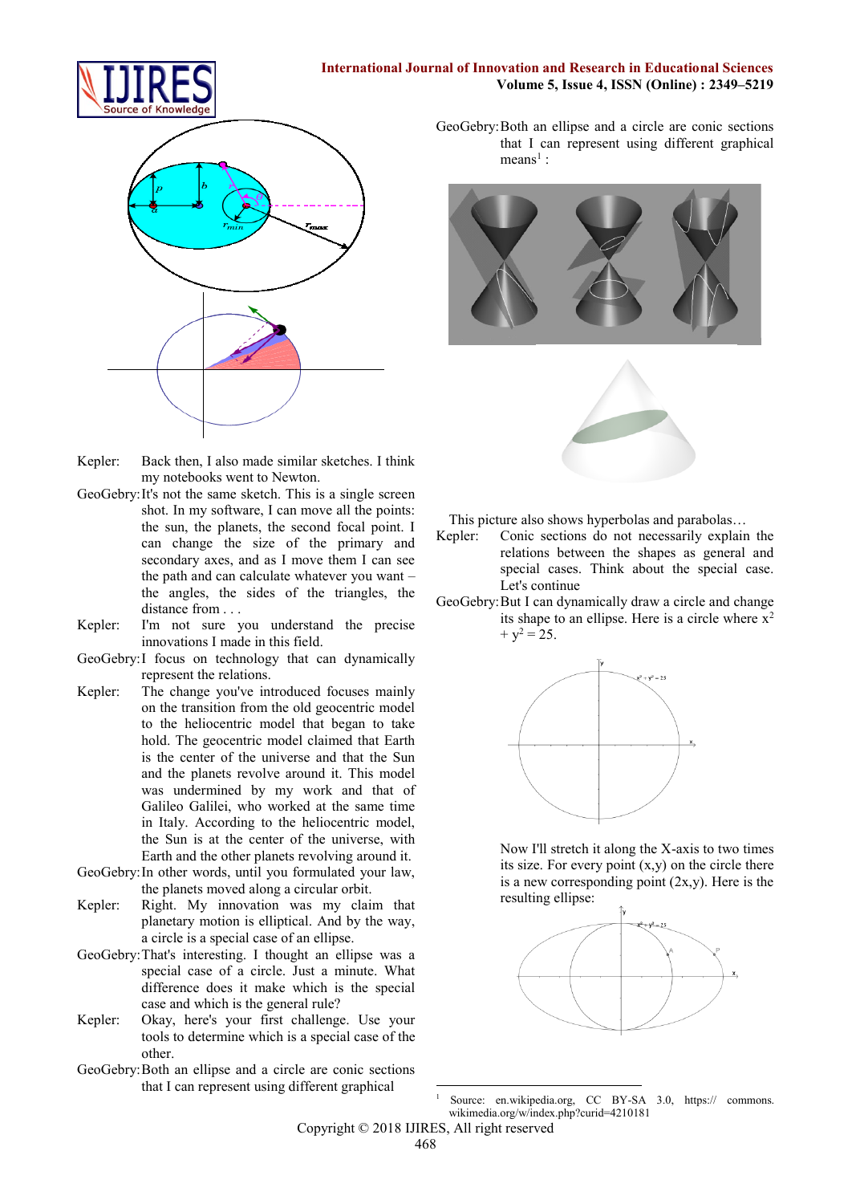Kepler: Back then, I also made similar sketches. I think my notebooks went to Newton.

GeoGebry: It's not the same sketch. This is a single screen shot. In my software, I can move all the points: the sun, the planets, the second focal point. I can change the size of the primary and secondary axes, and as I move them I can see the path and can calculate whatever you want – the angles, the sides of the triangles, the distance from . . .

Kepler: I'm not sure you understand the precise innovations I made in this field.

GeoGebry: I focus on technology that can dynamically represent the relations.

Kepler: The change you've introduced focuses mainly on the transition from the old geocentric model to the heliocentric model that began to take hold. The geocentric model claimed that Earth is the center of the universe and that the Sun and the planets revolve around it. This model was undermined by my work and that of Galileo Galilei, who worked at the same time in Italy. According to the heliocentric model, the Sun is at the center of the universe, with Earth and the other planets revolving around it.

GeoGebry: In other words, until you formulated your law, the planets moved along a circular orbit.

Kepler: Right. My innovation was my claim that planetary motion is elliptical. And by the way, a circle is a special case of an ellipse.

GeoGebry: That's interesting. I thought an ellipse was a special case of a circle. Just a minute. What difference does it make which is the special case and which is the general rule?

Kepler: Okay, here's your first challenge. Use your tools to determine which is a special case of the other.

GeoGebry: Both an ellipse and a circle are conic sections that I can represent using different graphical means[1] :

This picture also shows hyperbolas and parabolas…

Kepler: Conic sections do not necessarily explain the relations between the shapes as general and special cases. Think about the special case. Let's continue

GeoGebry: But I can dynamically draw a circle and change its shape to an ellipse. Here is a circle where $x^2 + y^2 = 25$.

Now I'll stretch it along the X-axis to two times its size. For every point (x,y) on the circle there is a new corresponding point (2x,y). Here is the resulting ellipse:

[1] Source: en.wikipedia.org, CC BY-SA 3.0, https:// commons. wikimedia.org/w/index.php?curid=4210181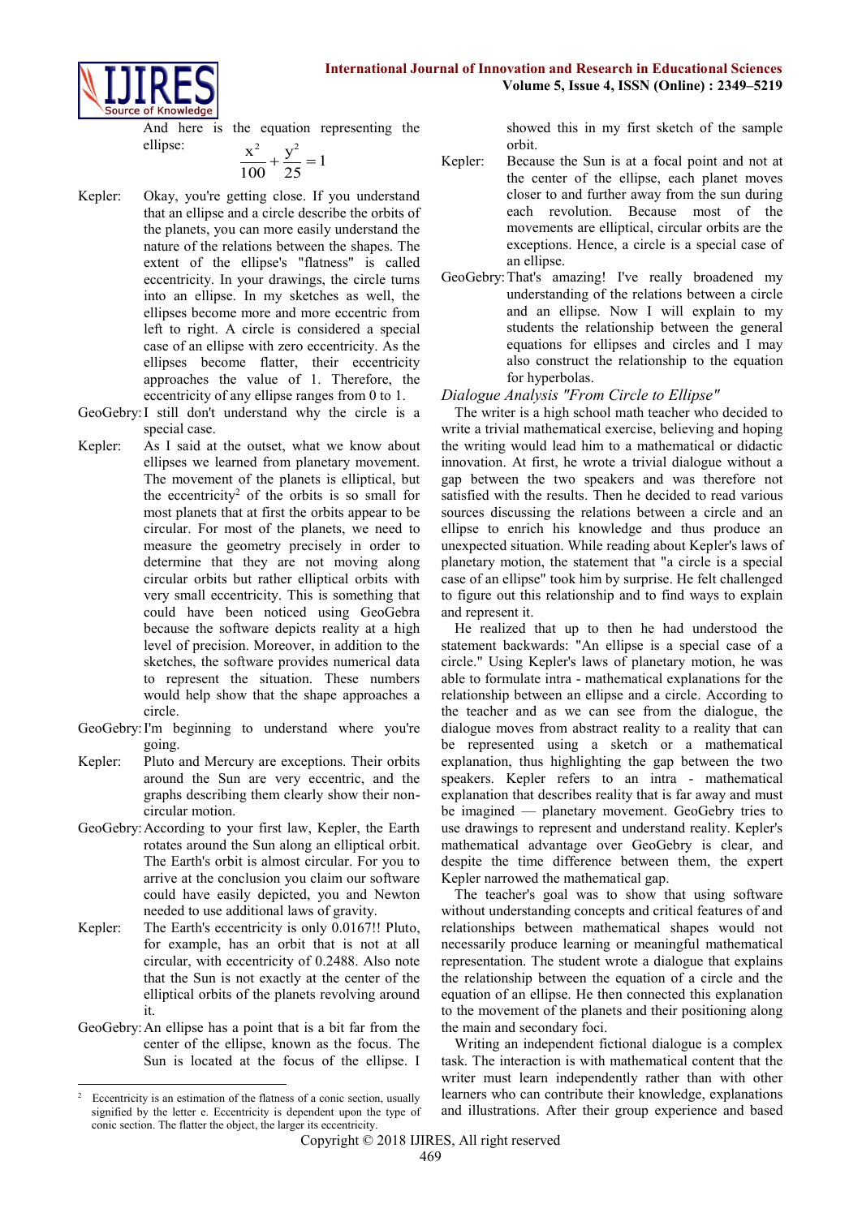And here is the equation representing the ellipse:

$$\frac{x^2}{100}+\frac{y^2}{25}=1$$

Kepler: Okay, you're getting close. If you understand that an ellipse and a circle describe the orbits of the planets, you can more easily understand the nature of the relations between the shapes. The extent of the ellipse's "flatness" is called eccentricity. In your drawings, the circle turns into an ellipse. In my sketches as well, the ellipses become more and more eccentric from left to right. A circle is considered a special case of an ellipse with zero eccentricity. As the ellipses become flatter, their eccentricity approaches the value of 1. Therefore, the eccentricity of any ellipse ranges from 0 to 1.

GeoGebry: I still don't understand why the circle is a special case.

Kepler: As I said at the outset, what we know about ellipses we learned from planetary movement. The movement of the planets is elliptical, but the eccentricity[2] of the orbits is so small for most planets that at first the orbits appear to be circular. For most of the planets, we need to measure the geometry precisely in order to determine that they are not moving along circular orbits but rather elliptical orbits with very small eccentricity. This is something that could have been noticed using GeoGebra because the software depicts reality at a high level of precision. Moreover, in addition to the sketches, the software provides numerical data to represent the situation. These numbers would help show that the shape approaches a circle.

GeoGebry: I'm beginning to understand where you're going.

Kepler: Pluto and Mercury are exceptions. Their orbits around the Sun are very eccentric, and the graphs describing them clearly show their non-circular motion.

GeoGebry: According to your first law, Kepler, the Earth rotates around the Sun along an elliptical orbit. The Earth's orbit is almost circular. For you to arrive at the conclusion you claim our software could have easily depicted, you and Newton needed to use additional laws of gravity.

Kepler: The Earth's eccentricity is only 0.0167!! Pluto, for example, has an orbit that is not at all circular, with eccentricity of 0.2488. Also note that the Sun is not exactly at the center of the elliptical orbits of the planets revolving around it.

GeoGebry: An ellipse has a point that is a bit far from the center of the ellipse, known as the focus. The Sun is located at the focus of the ellipse. I showed this in my first sketch of the sample orbit.

Kepler: Because the Sun is at a focal point and not at the center of the ellipse, each planet moves closer to and further away from the sun during each revolution. Because most of the movements are elliptical, circular orbits are the exceptions. Hence, a circle is a special case of an ellipse.

GeoGebry: That's amazing! I've really broadened my understanding of the relations between a circle and an ellipse. Now I will explain to my students the relationship between the general equations for ellipses and circles and I may also construct the relationship to the equation for hyperbolas.

*Dialogue Analysis "From Circle to Ellipse"*

The writer is a high school math teacher who decided to write a trivial mathematical exercise, believing and hoping the writing would lead him to a mathematical or didactic innovation. At first, he wrote a trivial dialogue without a gap between the two speakers and was therefore not satisfied with the results. Then he decided to read various sources discussing the relations between a circle and an ellipse to enrich his knowledge and thus produce an unexpected situation. While reading about Kepler's laws of planetary motion, the statement that "a circle is a special case of an ellipse" took him by surprise. He felt challenged to figure out this relationship and to find ways to explain and represent it.

He realized that up to then he had understood the statement backwards: "An ellipse is a special case of a circle." Using Kepler's laws of planetary motion, he was able to formulate intra - mathematical explanations for the relationship between an ellipse and a circle. According to the teacher and as we can see from the dialogue, the dialogue moves from abstract reality to a reality that can be represented using a sketch or a mathematical explanation, thus highlighting the gap between the two speakers. Kepler refers to an intra - mathematical explanation that describes reality that is far away and must be imagined — planetary movement. GeoGebry tries to use drawings to represent and understand reality. Kepler's mathematical advantage over GeoGebry is clear, and despite the time difference between them, the expert Kepler narrowed the mathematical gap.

The teacher's goal was to show that using software without understanding concepts and critical features of and relationships between mathematical shapes would not necessarily produce learning or meaningful mathematical representation. The student wrote a dialogue that explains the relationship between the equation of a circle and the equation of an ellipse. He then connected this explanation to the movement of the planets and their positioning along the main and secondary foci.

Writing an independent fictional dialogue is a complex task. The interaction is with mathematical content that the writer must learn independently rather than with other learners who can contribute their knowledge, explanations and illustrations. After their group experience and based

[2] Eccentricity is an estimation of the flatness of a conic section, usually signified by the letter e. Eccentricity is dependent upon the type of conic section. The flatter the object, the larger its eccentricity.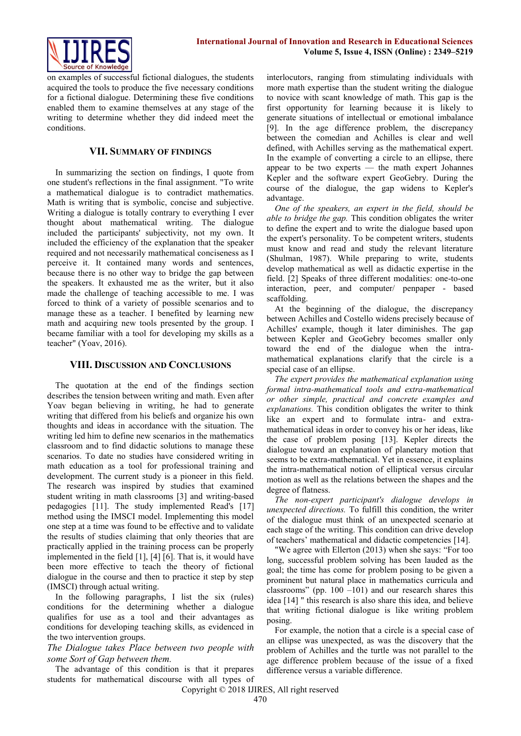on examples of successful fictional dialogues, the students acquired the tools to produce the five necessary conditions for a fictional dialogue. Determining these five conditions enabled them to examine themselves at any stage of the writing to determine whether they did indeed meet the conditions.

## VII. Summary of Findings

In summarizing the section on findings, I quote from one student's reflections in the final assignment. "To write a mathematical dialogue is to contradict mathematics. Math is writing that is symbolic, concise and subjective. Writing a dialogue is totally contrary to everything I ever thought about mathematical writing. The dialogue included the participants' subjectivity, not my own. It included the efficiency of the explanation that the speaker required and not necessarily mathematical conciseness as I perceive it. It contained many words and sentences, because there is no other way to bridge the gap between the speakers. It exhausted me as the writer, but it also made the challenge of teaching accessible to me. I was forced to think of a variety of possible scenarios and to manage these as a teacher. I benefited by learning new math and acquiring new tools presented by the group. I became familiar with a tool for developing my skills as a teacher" (Yoav, 2016).

## VIII. Discussion and Conclusions

The quotation at the end of the findings section describes the tension between writing and math. Even after Yoav began believing in writing, he had to generate writing that differed from his beliefs and organize his own thoughts and ideas in accordance with the situation. The writing led him to define new scenarios in the mathematics classroom and to find didactic solutions to manage these scenarios. To date no studies have considered writing in math education as a tool for professional training and development. The current study is a pioneer in this field. The research was inspired by studies that examined student writing in math classrooms [3] and writing-based pedagogies [11]. The study implemented Read's [17] method using the IMSCI model. Implementing this model one step at a time was found to be effective and to validate the results of studies claiming that only theories that are practically applied in the training process can be properly implemented in the field [1], [4] [6]. That is, it would have been more effective to teach the theory of fictional dialogue in the course and then to practice it step by step (IMSCI) through actual writing.

In the following paragraphs, I list the six (rules) conditions for the determining whether a dialogue qualifies for use as a tool and their advantages as conditions for developing teaching skills, as evidenced in the two intervention groups.

*The Dialogue takes Place between two people with some Sort of Gap between them.*

The advantage of this condition is that it prepares students for mathematical discourse with all types of interlocutors, ranging from stimulating individuals with more math expertise than the student writing the dialogue to novice with scant knowledge of math. This gap is the first opportunity for learning because it is likely to generate situations of intellectual or emotional imbalance [9]. In the age difference problem, the discrepancy between the comedian and Achilles is clear and well defined, with Achilles serving as the mathematical expert. In the example of converting a circle to an ellipse, there appear to be two experts — the math expert Johannes Kepler and the software expert GeoGebry. During the course of the dialogue, the gap widens to Kepler's advantage.

*One of the speakers, an expert in the field, should be able to bridge the gap.* This condition obligates the writer to define the expert and to write the dialogue based upon the expert's personality. To be competent writers, students must know and read and study the relevant literature (Shulman, 1987). While preparing to write, students develop mathematical as well as didactic expertise in the field. [2] Speaks of three different modalities: one-to-one interaction, peer, and computer/ penpaper - based scaffolding.

At the beginning of the dialogue, the discrepancy between Achilles and Costello widens precisely because of Achilles' example, though it later diminishes. The gap between Kepler and GeoGebry becomes smaller only toward the end of the dialogue when the intra-mathematical explanations clarify that the circle is a special case of an ellipse.

*The expert provides the mathematical explanation using formal intra-mathematical tools and extra-mathematical or other simple, practical and concrete examples and explanations.* This condition obligates the writer to think like an expert and to formulate intra- and extra-mathematical ideas in order to convey his or her ideas, like the case of problem posing [13]. Kepler directs the dialogue toward an explanation of planetary motion that seems to be extra-mathematical. Yet in essence, it explains the intra-mathematical notion of elliptical versus circular motion as well as the relations between the shapes and the degree of flatness.

*The non-expert participant's dialogue develops in unexpected directions.* To fulfill this condition, the writer of the dialogue must think of an unexpected scenario at each stage of the writing. This condition can drive develop of teachers' mathematical and didactic competencies [14].

"We agree with Ellerton (2013) when she says: "For too long, successful problem solving has been lauded as the goal; the time has come for problem posing to be given a prominent but natural place in mathematics curricula and classrooms" (pp. 100 –101) and our research shares this idea [14] " this research is also share this idea, and believe that writing fictional dialogue is like writing problem posing.

For example, the notion that a circle is a special case of an ellipse was unexpected, as was the discovery that the problem of Achilles and the turtle was not parallel to the age difference problem because of the issue of a fixed difference versus a variable difference.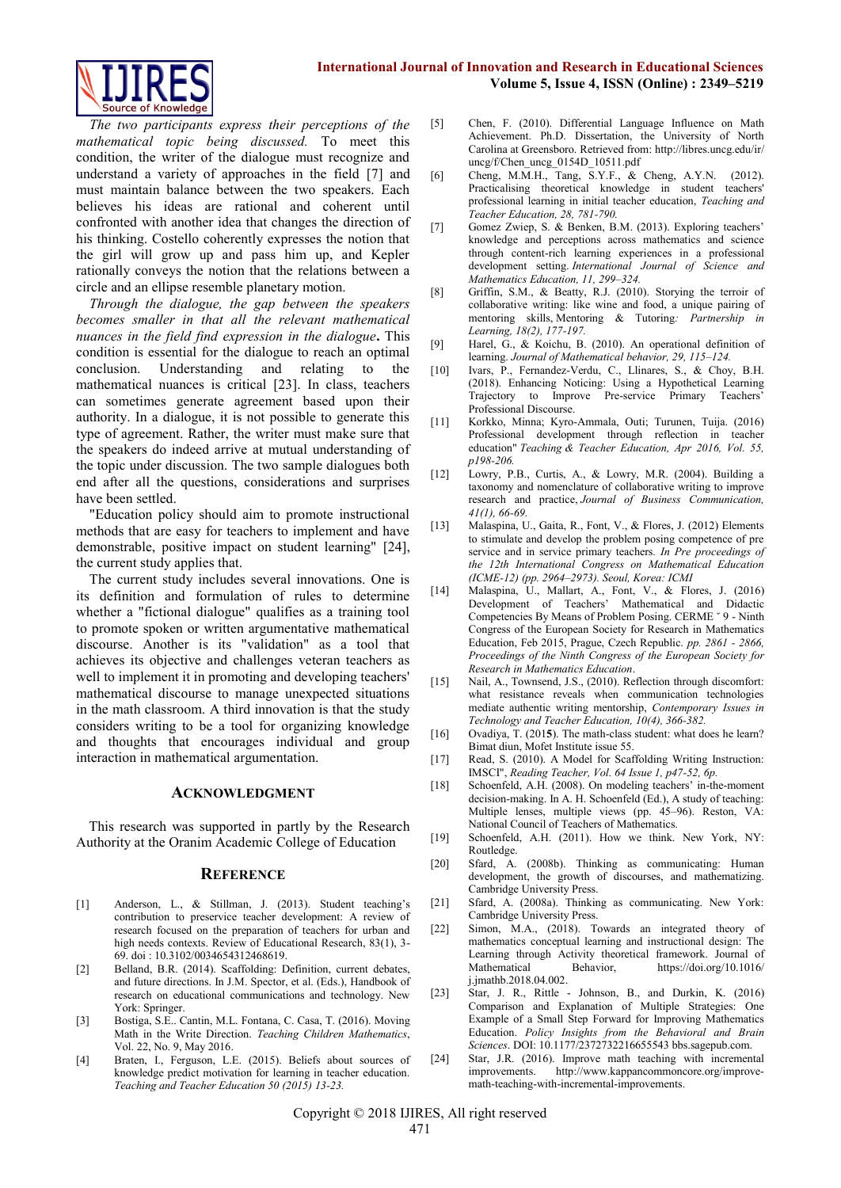*The two participants express their perceptions of the mathematical topic being discussed.* To meet this condition, the writer of the dialogue must recognize and understand a variety of approaches in the field [7] and must maintain balance between the two speakers. Each believes his ideas are rational and coherent until confronted with another idea that changes the direction of his thinking. Costello coherently expresses the notion that the girl will grow up and pass him up, and Kepler rationally conveys the notion that the relations between a circle and an ellipse resemble planetary motion.

*Through the dialogue, the gap between the speakers becomes smaller in that all the relevant mathematical nuances in the field find expression in the dialogue***.** This condition is essential for the dialogue to reach an optimal conclusion. Understanding and relating to the mathematical nuances is critical [23]. In class, teachers can sometimes generate agreement based upon their authority. In a dialogue, it is not possible to generate this type of agreement. Rather, the writer must make sure that the speakers do indeed arrive at mutual understanding of the topic under discussion. The two sample dialogues both end after all the questions, considerations and surprises have been settled.

"Education policy should aim to promote instructional methods that are easy for teachers to implement and have demonstrable, positive impact on student learning" [24], the current study applies that.

The current study includes several innovations. One is its definition and formulation of rules to determine whether a "fictional dialogue" qualifies as a training tool to promote spoken or written argumentative mathematical discourse. Another is its "validation" as a tool that achieves its objective and challenges veteran teachers as well to implement it in promoting and developing teachers' mathematical discourse to manage unexpected situations in the math classroom. A third innovation is that the study considers writing to be a tool for organizing knowledge and thoughts that encourages individual and group interaction in mathematical argumentation.

## Acknowledgment

This research was supported in partly by the Research Authority at the Oranim Academic College of Education

## Reference

[1] Anderson, L., & Stillman, J. (2013). Student teaching's contribution to preservice teacher development: A review of research focused on the preparation of teachers for urban and high needs contexts. Review of Educational Research, 83(1), 3-69. doi : 10.3102/0034654312468619.

[2] Belland, B.R. (2014). Scaffolding: Definition, current debates, and future directions. In J.M. Spector, et al. (Eds.), Handbook of research on educational communications and technology. New York: Springer.

[3] Bostiga, S.E.. Cantin, M.L. Fontana, C. Casa, T. (2016). Moving Math in the Write Direction. *Teaching Children Mathematics*, Vol. 22, No. 9, May 2016.

[4] Braten, I., Ferguson, L.E. (2015). Beliefs about sources of knowledge predict motivation for learning in teacher education. *Teaching and Teacher Education 50 (2015) 13-23.*

[5] Chen, F. (2010). Differential Language Influence on Math Achievement. Ph.D. Dissertation, the University of North Carolina at Greensboro. Retrieved from: http://libres.uncg.edu/ir/uncg/f/Chen_uncg_0154D_10511.pdf

[6] Cheng, M.M.H., Tang, S.Y.F., & Cheng, A.Y.N. (2012). Practicalising theoretical knowledge in student teachers' professional learning in initial teacher education, *Teaching and Teacher Education, 28, 781-790.*

[7] Gomez Zwiep, S. & Benken, B.M. (2013). Exploring teachers' knowledge and perceptions across mathematics and science through content-rich learning experiences in a professional development setting. *International Journal of Science and Mathematics Education, 11, 299–324.*

[8] Griffin, S.M., & Beatty, R.J. (2010). Storying the terroir of collaborative writing: like wine and food, a unique pairing of mentoring skills, Mentoring & Tutoring*: Partnership in Learning, 18(2), 177-197.*

[9] Harel, G., & Koichu, B. (2010). An operational definition of learning. *Journal of Mathematical behavior, 29, 115–124.*

[10] Ivars, P., Fernandez-Verdu, C., Llinares, S., & Choy, B.H. (2018). Enhancing Noticing: Using a Hypothetical Learning Trajectory to Improve Pre-service Primary Teachers' Professional Discourse.

[11] Korkko, Minna; Kyro-Ammala, Outi; Turunen, Tuija. (2016) Professional development through reflection in teacher education" *Teaching & Teacher Education, Apr 2016, Vol. 55, p198-206.*

[12] Lowry, P.B., Curtis, A., & Lowry, M.R. (2004). Building a taxonomy and nomenclature of collaborative writing to improve research and practice, *Journal of Business Communication, 41(1), 66-69.*

[13] Malaspina, U., Gaita, R., Font, V., & Flores, J. (2012) Elements to stimulate and develop the problem posing competence of pre service and in service primary teachers. *In Pre proceedings of the 12th International Congress on Mathematical Education (ICME-12) (pp. 2964–2973). Seoul, Korea: ICMI*

[14] Malaspina, U., Mallart, A., Font, V., & Flores, J. (2016) Development of Teachers' Mathematical and Didactic Competencies By Means of Problem Posing. CERME ˇ 9 - Ninth Congress of the European Society for Research in Mathematics Education, Feb 2015, Prague, Czech Republic. *pp. 2861 - 2866, Proceedings of the Ninth Congress of the European Society for Research in Mathematics Education*.

[15] Nail, A., Townsend, J.S., (2010). Reflection through discomfort: what resistance reveals when communication technologies mediate authentic writing mentorship, *Contemporary Issues in Technology and Teacher Education, 10(4), 366-382.*

[16] Ovadiya, T. (201**5**). The math-class student: what does he learn? Bimat diun, Mofet Institute issue 55.

[17] Read, S. (2010). A Model for Scaffolding Writing Instruction: IMSCI", *Reading Teacher, Vol. 64 Issue 1, p47-52, 6p.*

[18] Schoenfeld, A.H. (2008). On modeling teachers' in-the-moment decision-making. In A. H. Schoenfeld (Ed.), A study of teaching: Multiple lenses, multiple views (pp. 45–96). Reston, VA: National Council of Teachers of Mathematics.

[19] Schoenfeld, A.H. (2011). How we think. New York, NY: Routledge.

[20] Sfard, A. (2008b). Thinking as communicating: Human development, the growth of discourses, and mathematizing. Cambridge University Press.

[21] Sfard, A. (2008a). Thinking as communicating. New York: Cambridge University Press.

[22] Simon, M.A., (2018). Towards an integrated theory of mathematics conceptual learning and instructional design: The Learning through Activity theoretical framework. Journal of Mathematical Behavior, https://doi.org/10.1016/j.jmathb.2018.04.002.

[23] Star, J. R., Rittle - Johnson, B., and Durkin, K. (2016) Comparison and Explanation of Multiple Strategies: One Example of a Small Step Forward for Improving Mathematics Education. *Policy Insights from the Behavioral and Brain Sciences*. DOI: 10.1177/2372732216655543 bbs.sagepub.com.

[24] Star, J.R. (2016). Improve math teaching with incremental improvements. http://www.kappancommoncore.org/improve-math-teaching-with-incremental-improvements.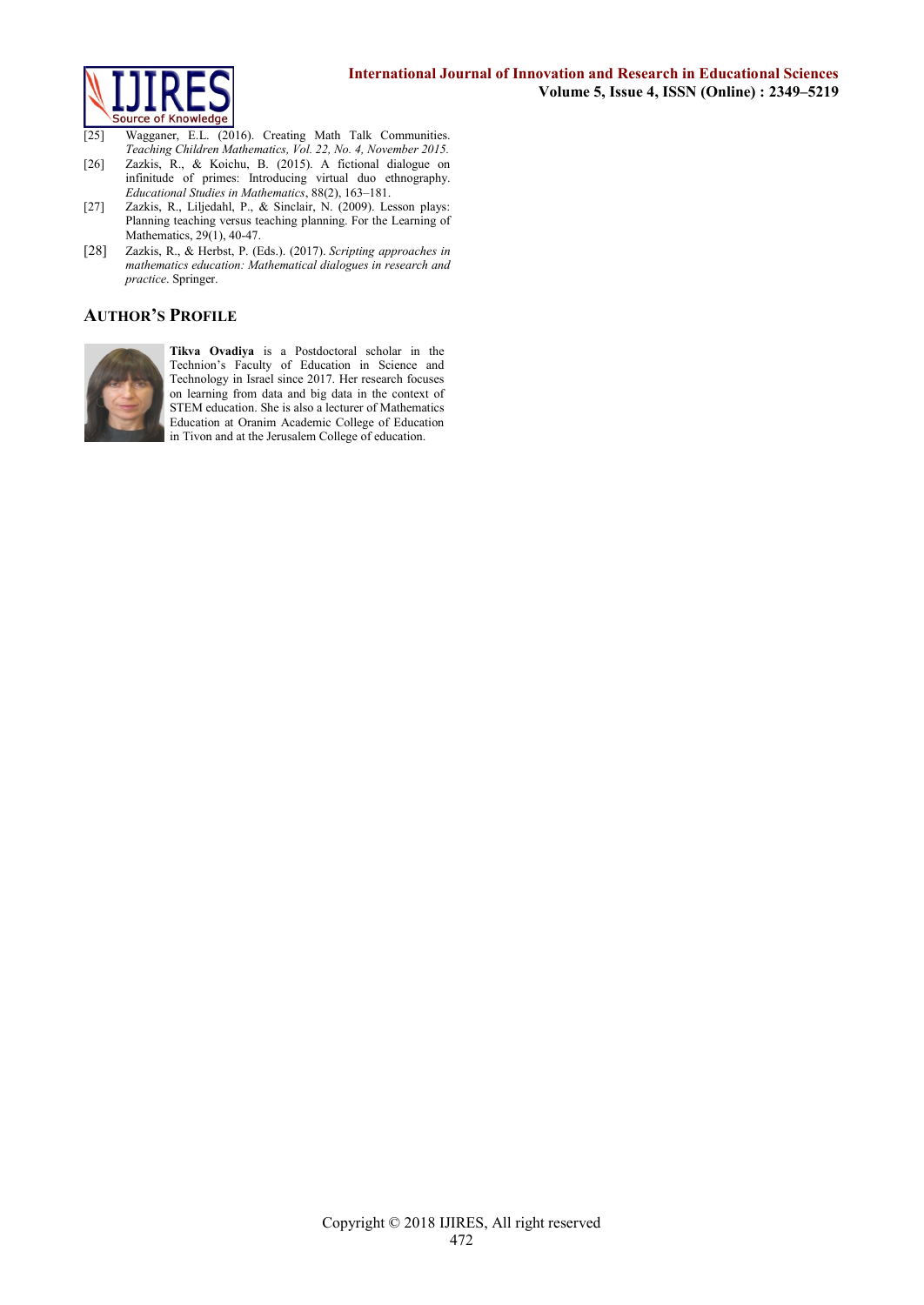[25] Wagganer, E.L. (2016). Creating Math Talk Communities. *Teaching Children Mathematics, Vol. 22, No. 4, November 2015.*

[26] Zazkis, R., & Koichu, B. (2015). A fictional dialogue on infinitude of primes: Introducing virtual duo ethnography. *Educational Studies in Mathematics*, 88(2), 163–181.

[27] Zazkis, R., Liljedahl, P., & Sinclair, N. (2009). Lesson plays: Planning teaching versus teaching planning. For the Learning of Mathematics, 29(1), 40-47.

[28] Zazkis, R., & Herbst, P. (Eds.). (2017). *Scripting approaches in mathematics education: Mathematical dialogues in research and practice*. Springer.

## AUTHOR'S PROFILE

**Tikva Ovadiya** is a Postdoctoral scholar in the Technion's Faculty of Education in Science and Technology in Israel since 2017. Her research focuses on learning from data and big data in the context of STEM education. She is also a lecturer of Mathematics Education at Oranim Academic College of Education in Tivon and at the Jerusalem College of education.